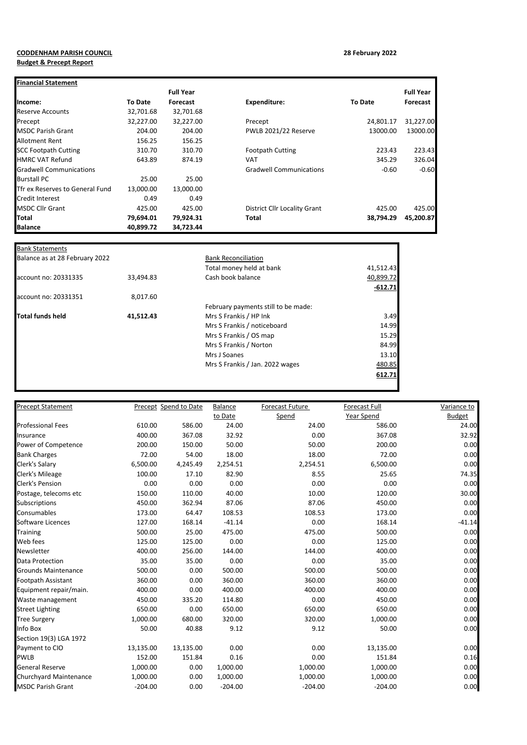**CODDENHAM PARISH COUNCIL**

**Budget & Precept Report**

**28 February 2022**

| **Financial Statement** | | | | | |
|---|---|---|---|---|---|
| | | **Full Year** | | | **Full Year** |
| **Income:** | **To Date** | **Forecast** | **Expenditure:** | **To Date** | **Forecast** |
| Reserve Accounts | 32,701.68 | 32,701.68 | | | |
| Precept | 32,227.00 | 32,227.00 | Precept | 24,801.17 | 31,227.00 |
| MSDC Parish Grant | 204.00 | 204.00 | PWLB 2021/22 Reserve | 13000.00 | 13000.00 |
| Allotment Rent | 156.25 | 156.25 | | | |
| SCC Footpath Cutting | 310.70 | 310.70 | Footpath Cutting | 223.43 | 223.43 |
| HMRC VAT Refund | 643.89 | 874.19 | VAT | 345.29 | 326.04 |
| Gradwell Communications | | | Gradwell Communications | -0.60 | -0.60 |
| Burstall PC | 25.00 | 25.00 | | | |
| Tfr ex Reserves to General Fund | 13,000.00 | 13,000.00 | | | |
| Credit Interest | 0.49 | 0.49 | | | |
| MSDC Cllr Grant | 425.00 | 425.00 | District Cllr Locality Grant | 425.00 | 425.00 |
| **Total** | **79,694.01** | **79,924.31** | **Total** | **38,794.29** | **45,200.87** |
| **Balance** | **40,899.72** | **34,723.44** | | | |

| Bank Statements | | | |
|---|---|---|---|
| Balance as at 28 February 2022 | | Bank Reconciliation | |
| | | Total money held at bank | 41,512.43 |
| account no: 20331335 | 33,494.83 | Cash book balance | 40,899.72 |
| | | | **-612.71** |
| account no: 20331351 | 8,017.60 | | |
| | | February payments still to be made: | |
| **Total funds held** | **41,512.43** | Mrs S Frankis / HP Ink | 3.49 |
| | | Mrs S Frankis / noticeboard | 14.99 |
| | | Mrs S Frankis / OS map | 15.29 |
| | | Mrs S Frankis / Norton | 84.99 |
| | | Mrs J Soanes | 13.10 |
| | | Mrs S Frankis / Jan. 2022 wages | 480.85 |
| | | | **612.71** |

| Precept Statement | Precept | Spend to Date | Balance to Date | Forecast Future Spend | Forecast Full Year Spend | Variance to Budget |
|---|---|---|---|---|---|---|
| Professional Fees | 610.00 | 586.00 | 24.00 | 24.00 | 586.00 | 24.00 |
| Insurance | 400.00 | 367.08 | 32.92 | 0.00 | 367.08 | 32.92 |
| Power of Competence | 200.00 | 150.00 | 50.00 | 50.00 | 200.00 | 0.00 |
| Bank Charges | 72.00 | 54.00 | 18.00 | 18.00 | 72.00 | 0.00 |
| Clerk's Salary | 6,500.00 | 4,245.49 | 2,254.51 | 2,254.51 | 6,500.00 | 0.00 |
| Clerk's Mileage | 100.00 | 17.10 | 82.90 | 8.55 | 25.65 | 74.35 |
| Clerk's Pension | 0.00 | 0.00 | 0.00 | 0.00 | 0.00 | 0.00 |
| Postage, telecoms etc | 150.00 | 110.00 | 40.00 | 10.00 | 120.00 | 30.00 |
| Subscriptions | 450.00 | 362.94 | 87.06 | 87.06 | 450.00 | 0.00 |
| Consumables | 173.00 | 64.47 | 108.53 | 108.53 | 173.00 | 0.00 |
| Software Licences | 127.00 | 168.14 | -41.14 | 0.00 | 168.14 | -41.14 |
| Training | 500.00 | 25.00 | 475.00 | 475.00 | 500.00 | 0.00 |
| Web fees | 125.00 | 125.00 | 0.00 | 0.00 | 125.00 | 0.00 |
| Newsletter | 400.00 | 256.00 | 144.00 | 144.00 | 400.00 | 0.00 |
| Data Protection | 35.00 | 35.00 | 0.00 | 0.00 | 35.00 | 0.00 |
| Grounds Maintenance | 500.00 | 0.00 | 500.00 | 500.00 | 500.00 | 0.00 |
| Footpath Assistant | 360.00 | 0.00 | 360.00 | 360.00 | 360.00 | 0.00 |
| Equipment repair/main. | 400.00 | 0.00 | 400.00 | 400.00 | 400.00 | 0.00 |
| Waste management | 450.00 | 335.20 | 114.80 | 0.00 | 450.00 | 0.00 |
| Street Lighting | 650.00 | 0.00 | 650.00 | 650.00 | 650.00 | 0.00 |
| Tree Surgery | 1,000.00 | 680.00 | 320.00 | 320.00 | 1,000.00 | 0.00 |
| Info Box | 50.00 | 40.88 | 9.12 | 9.12 | 50.00 | 0.00 |
| Section 19(3) LGA 1972 | | | | | | |
| Payment to CIO | 13,135.00 | 13,135.00 | 0.00 | 0.00 | 13,135.00 | 0.00 |
| PWLB | 152.00 | 151.84 | 0.16 | 0.00 | 151.84 | 0.16 |
| General Reserve | 1,000.00 | 0.00 | 1,000.00 | 1,000.00 | 1,000.00 | 0.00 |
| Churchyard Maintenance | 1,000.00 | 0.00 | 1,000.00 | 1,000.00 | 1,000.00 | 0.00 |
| MSDC Parish Grant | -204.00 | 0.00 | -204.00 | -204.00 | -204.00 | 0.00 |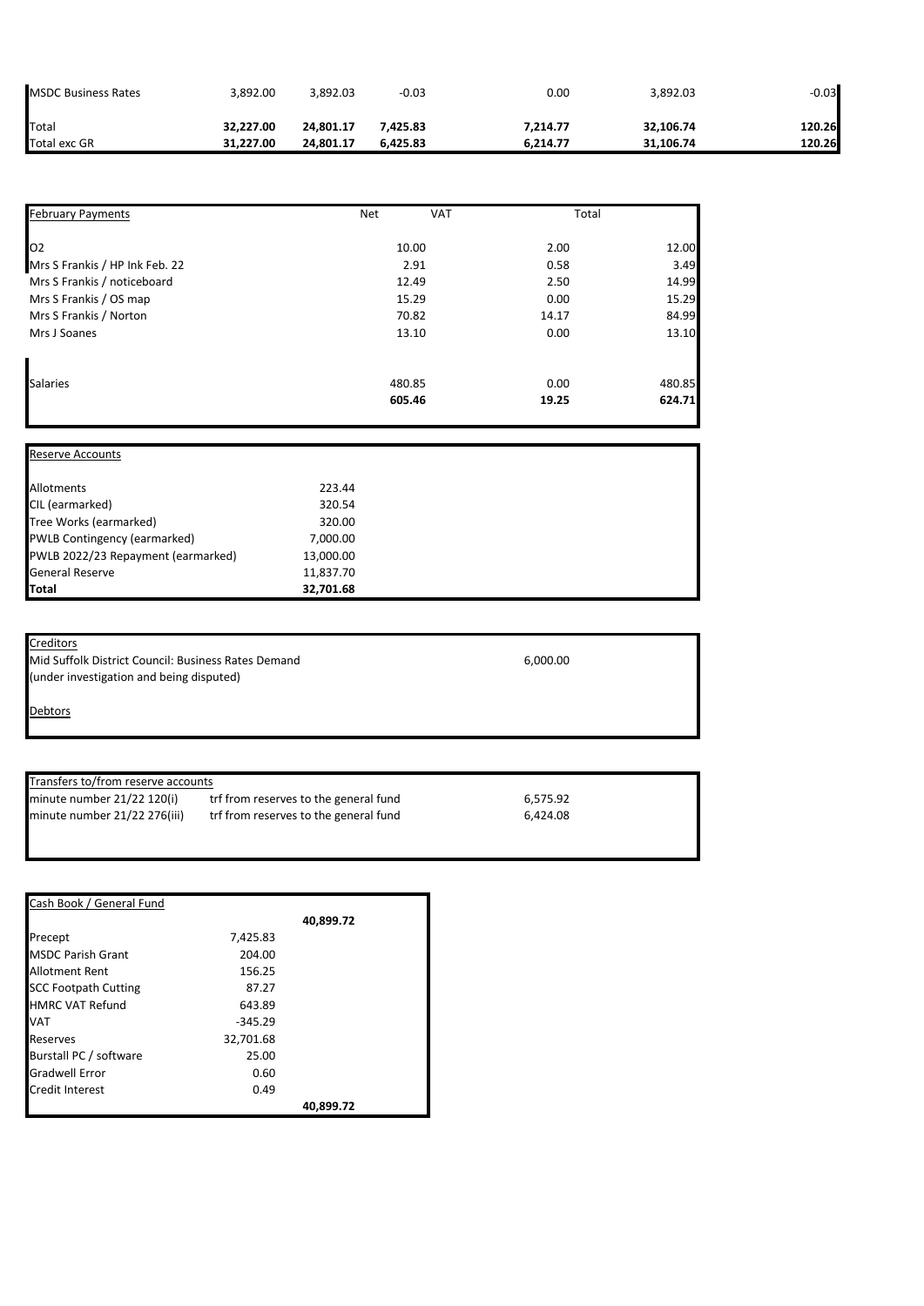| | | | | | | |
|---|---|---|---|---|---|---|
| MSDC Business Rates | 3,892.00 | 3,892.03 | -0.03 | 0.00 | 3,892.03 | -0.03 |
| **Total** | **32,227.00** | **24,801.17** | **7,425.83** | **7,214.77** | **32,106.74** | **120.26** |
| **Total exc GR** | **31,227.00** | **24,801.17** | **6,425.83** | **6,214.77** | **31,106.74** | **120.26** |

| February Payments | Net | VAT | Total |
|---|---|---|---|
| O2 | 10.00 | 2.00 | 12.00 |
| Mrs S Frankis / HP Ink Feb. 22 | 2.91 | 0.58 | 3.49 |
| Mrs S Frankis / noticeboard | 12.49 | 2.50 | 14.99 |
| Mrs S Frankis / OS map | 15.29 | 0.00 | 15.29 |
| Mrs S Frankis / Norton | 70.82 | 14.17 | 84.99 |
| Mrs J Soanes | 13.10 | 0.00 | 13.10 |
| Salaries | 480.85 | 0.00 | 480.85 |
| | **605.46** | **19.25** | **624.71** |

| Reserve Accounts | |
|---|---|
| Allotments | 223.44 |
| CIL (earmarked) | 320.54 |
| Tree Works (earmarked) | 320.00 |
| PWLB Contingency (earmarked) | 7,000.00 |
| PWLB 2022/23 Repayment (earmarked) | 13,000.00 |
| General Reserve | 11,837.70 |
| **Total** | **32,701.68** |

| Creditors | |
|---|---|
| Mid Suffolk District Council: Business Rates Demand (under investigation and being disputed) | 6,000.00 |
| **Debtors** | |

| Transfers to/from reserve accounts | | |
|---|---|---|
| minute number 21/22 120(i) | trf from reserves to the general fund | 6,575.92 |
| minute number 21/22 276(iii) | trf from reserves to the general fund | 6,424.08 |

| Cash Book / General Fund | | |
|---|---|---|
| | | **40,899.72** |
| Precept | 7,425.83 | |
| MSDC Parish Grant | 204.00 | |
| Allotment Rent | 156.25 | |
| SCC Footpath Cutting | 87.27 | |
| HMRC VAT Refund | 643.89 | |
| VAT | -345.29 | |
| Reserves | 32,701.68 | |
| Burstall PC / software | 25.00 | |
| Gradwell Error | 0.60 | |
| Credit Interest | 0.49 | |
| | | **40,899.72** |